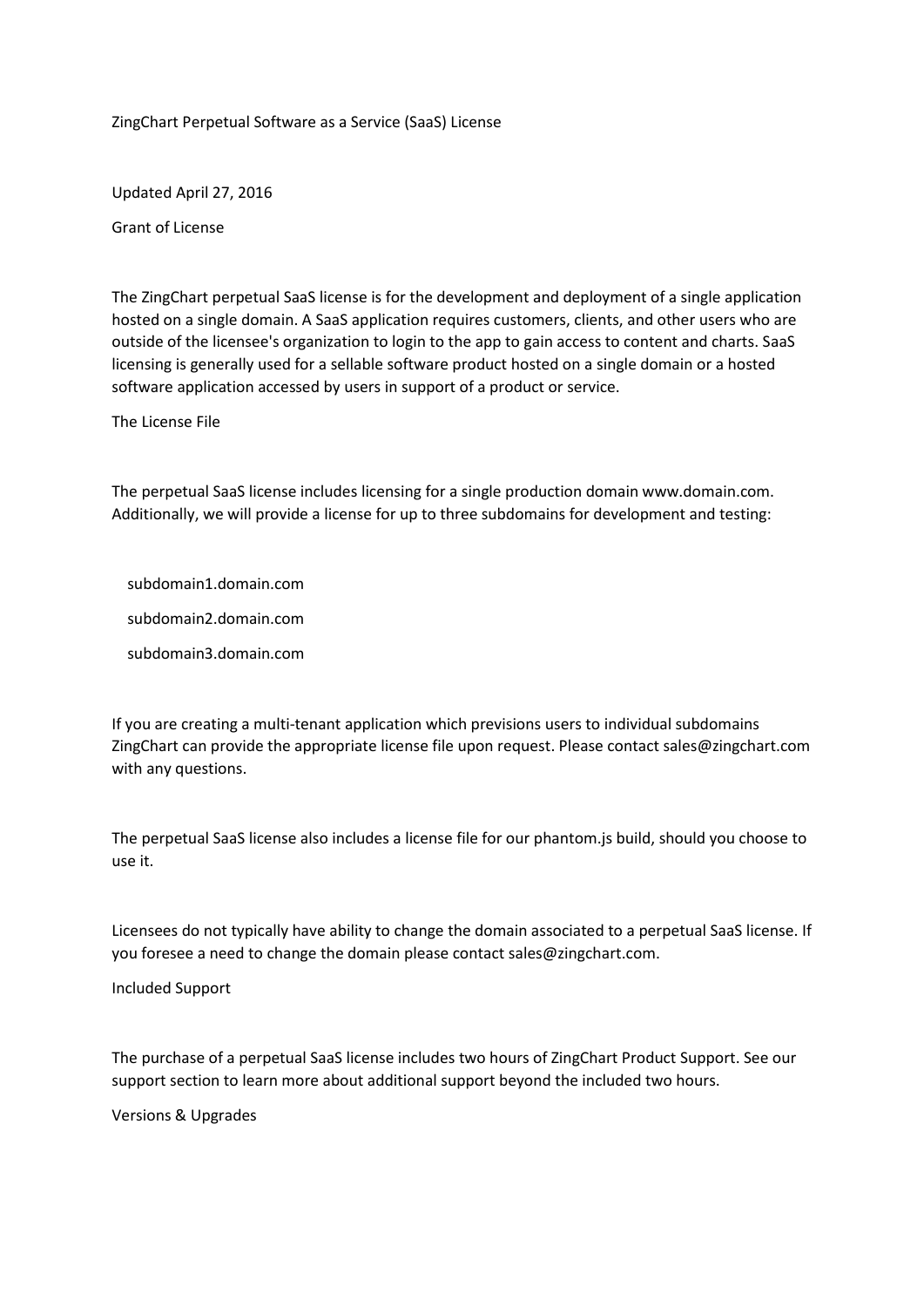# ZingChart Perpetual Software as a Service (SaaS) License

Updated April 27, 2016

## Grant of License

The ZingChart perpetual SaaS license is for the development and deployment of a single application hosted on a single domain. A SaaS application requires customers, clients, and other users who are outside of the licensee's organization to login to the app to gain access to content and charts. SaaS licensing is generally used for a sellable software product hosted on a single domain or a hosted software application accessed by users in support of a product or service.

## The License File

The perpetual SaaS license includes licensing for a single production domain www.domain.com. Additionally, we will provide a license for up to three subdomains for development and testing:

- subdomain1.domain.com
- subdomain2.domain.com
- subdomain3.domain.com

If you are creating a multi-tenant application which previsions users to individual subdomains ZingChart can provide the appropriate license file upon request. Please contact sales@zingchart.com with any questions.

The perpetual SaaS license also includes a license file for our phantom.js build, should you choose to use it.

Licensees do not typically have ability to change the domain associated to a perpetual SaaS license. If you foresee a need to change the domain please contact sales@zingchart.com.

## Included Support

The purchase of a perpetual SaaS license includes two hours of ZingChart Product Support. See our support section to learn more about additional support beyond the included two hours.

## Versions & Upgrades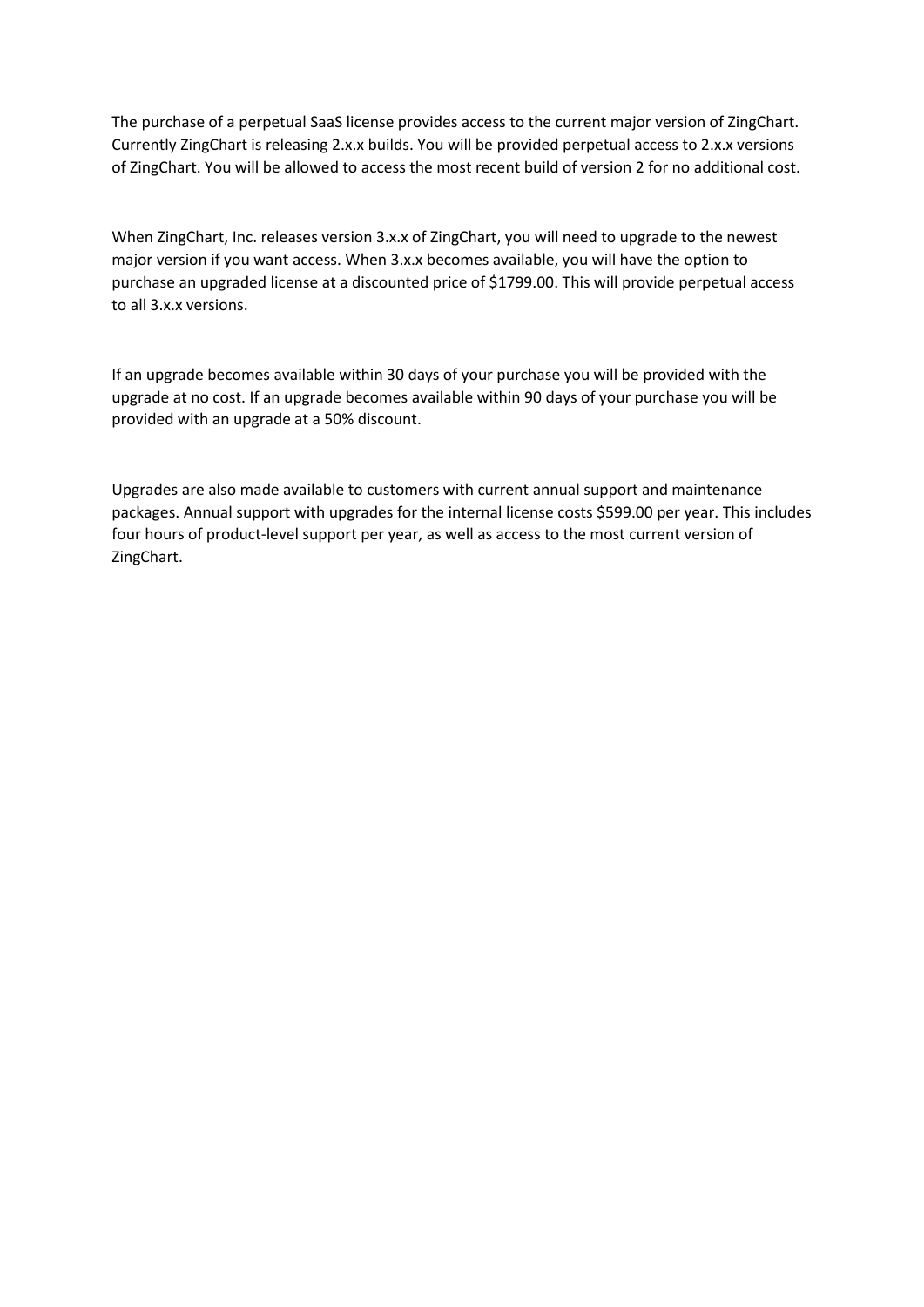The purchase of a perpetual SaaS license provides access to the current major version of ZingChart. Currently ZingChart is releasing 2.x.x builds. You will be provided perpetual access to 2.x.x versions of ZingChart. You will be allowed to access the most recent build of version 2 for no additional cost.

When ZingChart, Inc. releases version 3.x.x of ZingChart, you will need to upgrade to the newest major version if you want access. When 3.x.x becomes available, you will have the option to purchase an upgraded license at a discounted price of $1799.00. This will provide perpetual access to all 3.x.x versions.

If an upgrade becomes available within 30 days of your purchase you will be provided with the upgrade at no cost. If an upgrade becomes available within 90 days of your purchase you will be provided with an upgrade at a 50% discount.

Upgrades are also made available to customers with current annual support and maintenance packages. Annual support with upgrades for the internal license costs $599.00 per year. This includes four hours of product-level support per year, as well as access to the most current version of ZingChart.